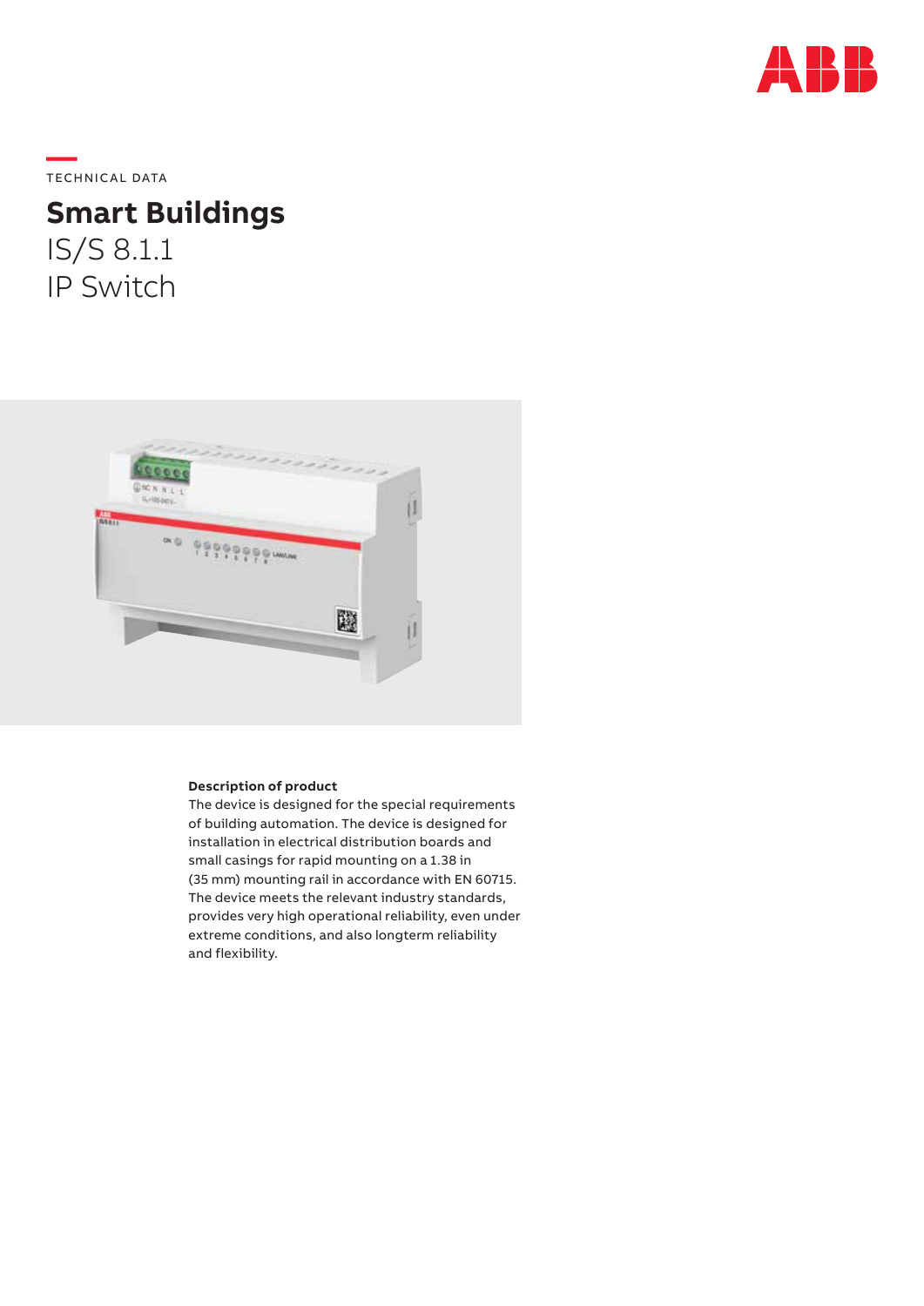TECHNICAL DATA

# Smart Buildings

IS/S 8.1.1

IP Switch

**Description of product**

The device is designed for the special requirements of building automation. The device is designed for installation in electrical distribution boards and small casings for rapid mounting on a 1.38 in (35 mm) mounting rail in accordance with EN 60715. The device meets the relevant industry standards, provides very high operational reliability, even under extreme conditions, and also longterm reliability and flexibility.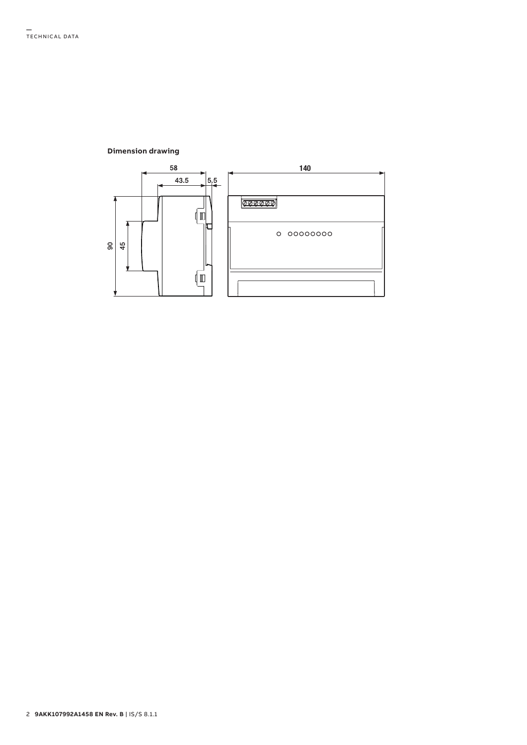## Dimension drawing

58

43.5

5.5

140

90

45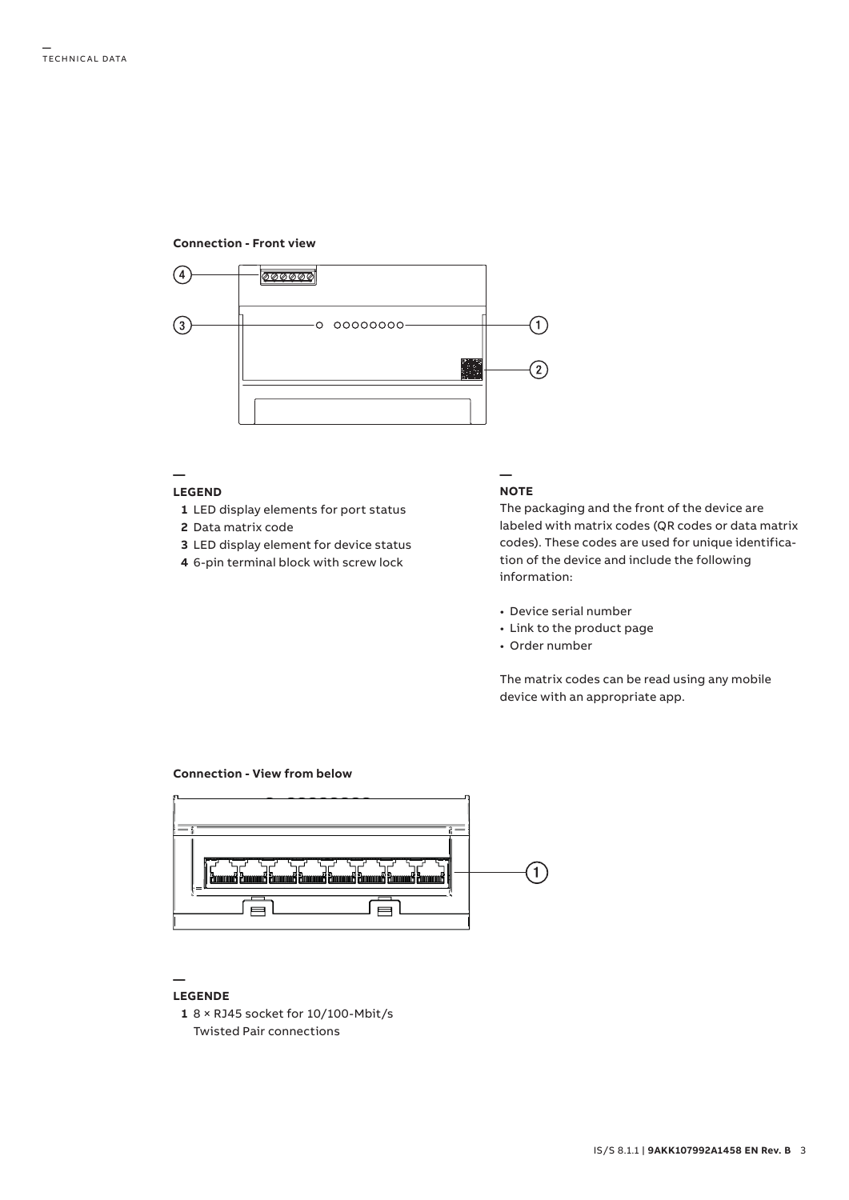**Connection - Front view**

## LEGEND

**1** LED display elements for port status
**2** Data matrix code
**3** LED display element for device status
**4** 6-pin terminal block with screw lock

## NOTE

The packaging and the front of the device are labeled with matrix codes (QR codes or data matrix codes). These codes are used for unique identification of the device and include the following information:

- Device serial number
- Link to the product page
- Order number

The matrix codes can be read using any mobile device with an appropriate app.

**Connection - View from below**

## LEGENDE

**1** 8 × RJ45 socket for 10/100-Mbit/s Twisted Pair connections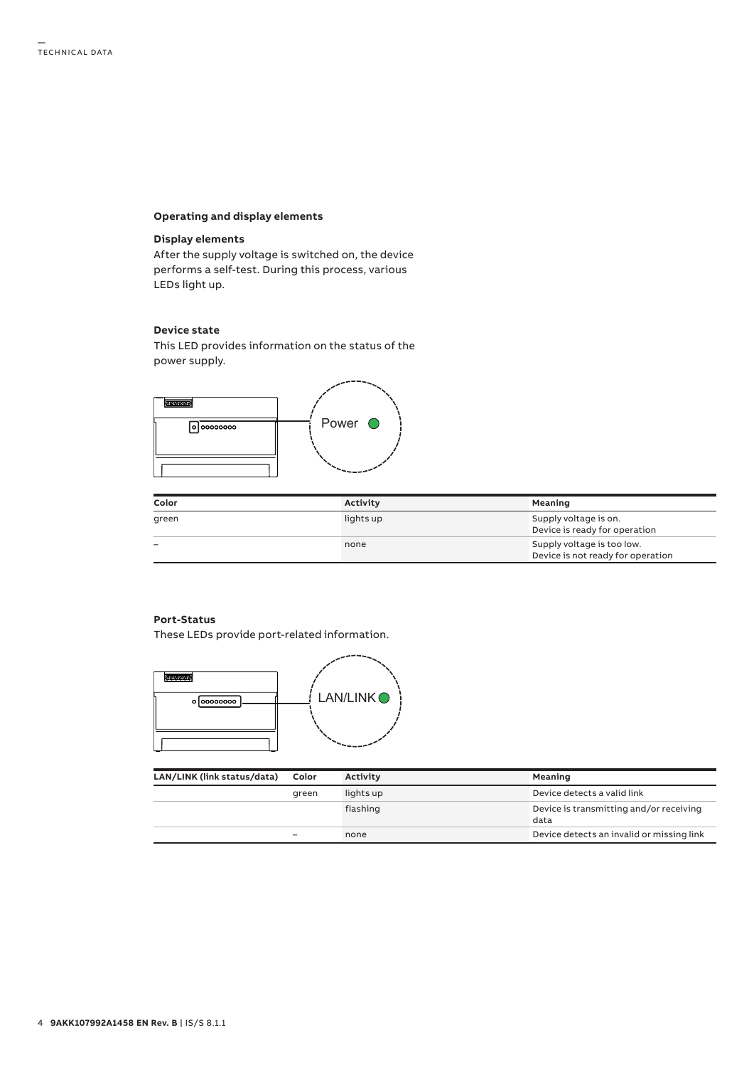## Operating and display elements

### Display elements

After the supply voltage is switched on, the device performs a self-test. During this process, various LEDs light up.

### Device state

This LED provides information on the status of the power supply.

Power

| Color | Activity | Meaning |
|---|---|---|
| green | lights up | Supply voltage is on.<br>Device is ready for operation |
| – | none | Supply voltage is too low.<br>Device is not ready for operation |

### Port-Status

These LEDs provide port-related information.

LAN/LINK

| LAN/LINK (link status/data) | Color | Activity | Meaning |
|---|---|---|---|
| | green | lights up | Device detects a valid link |
| | | flashing | Device is transmitting and/or receiving data |
| | – | none | Device detects an invalid or missing link |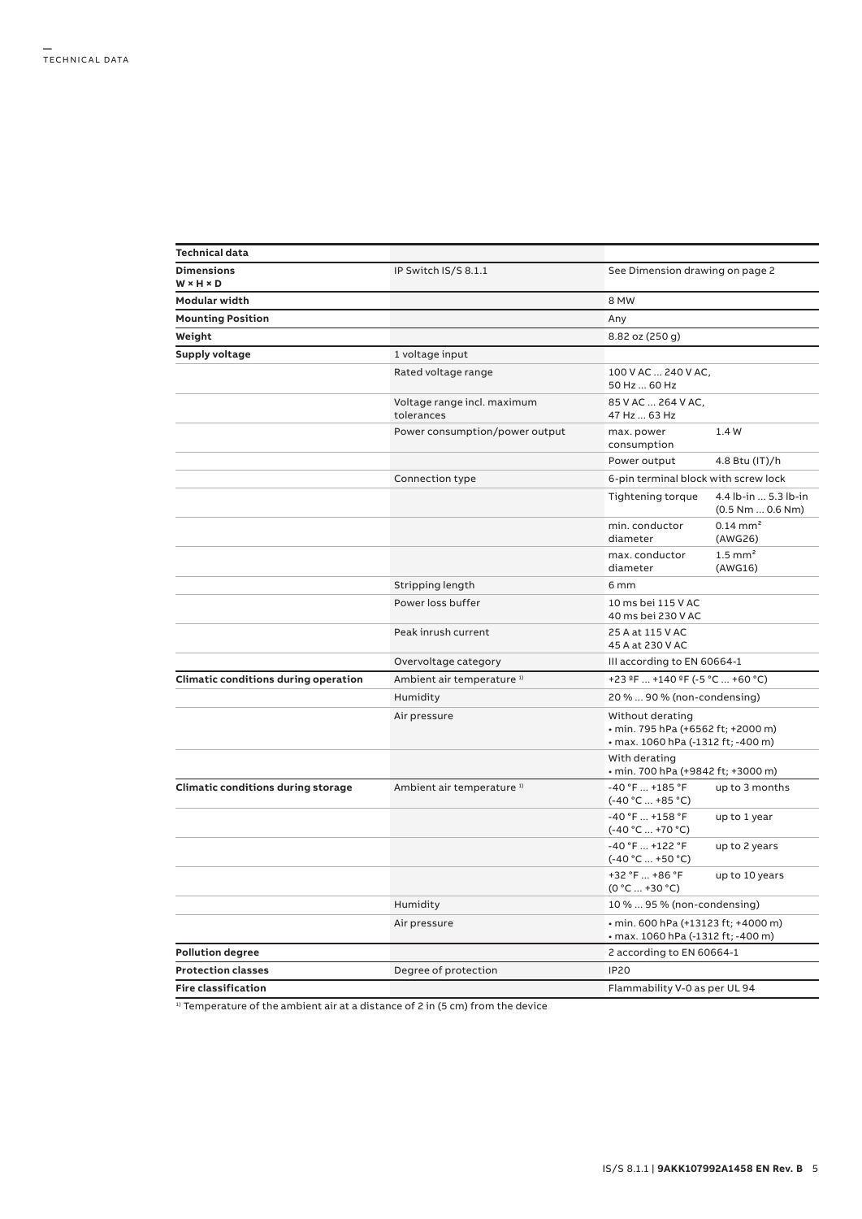## Technical data

| Technical data | | | |
|---|---|---|---|
| **Dimensions W × H × D** | IP Switch IS/S 8.1.1 | See Dimension drawing on page 2 | |
| **Modular width** | | 8 MW | |
| **Mounting Position** | | Any | |
| **Weight** | | 8.82 oz (250 g) | |
| **Supply voltage** | 1 voltage input | | |
| | Rated voltage range | 100 V AC … 240 V AC, 50 Hz … 60 Hz | |
| | Voltage range incl. maximum tolerances | 85 V AC … 264 V AC, 47 Hz … 63 Hz | |
| | Power consumption/power output | max. power consumption | 1.4 W |
| | | Power output | 4.8 Btu (IT)/h |
| | Connection type | 6-pin terminal block with screw lock | |
| | | Tightening torque | 4.4 lb-in … 5.3 lb-in (0.5 Nm … 0.6 Nm) |
| | | min. conductor diameter | 0.14 mm² (AWG26) |
| | | max. conductor diameter | 1.5 mm² (AWG16) |
| | Stripping length | 6 mm | |
| | Power loss buffer | 10 ms bei 115 V AC 40 ms bei 230 V AC | |
| | Peak inrush current | 25 A at 115 V AC 45 A at 230 V AC | |
| | Overvoltage category | III according to EN 60664-1 | |
| **Climatic conditions during operation** | Ambient air temperature [1] | +23 ºF … +140 ºF (-5 °C … +60 °C) | |
| | Humidity | 20 % … 90 % (non-condensing) | |
| | Air pressure | Without derating • min. 795 hPa (+6562 ft; +2000 m) • max. 1060 hPa (-1312 ft; -400 m) | |
| | | With derating • min. 700 hPa (+9842 ft; +3000 m) | |
| **Climatic conditions during storage** | Ambient air temperature [1] | -40 °F … +185 °F (-40 °C … +85 °C) | up to 3 months |
| | | -40 °F … +158 °F (-40 °C … +70 °C) | up to 1 year |
| | | -40 °F … +122 °F (-40 °C … +50 °C) | up to 2 years |
| | | +32 °F … +86 °F (0 °C … +30 °C) | up to 10 years |
| | Humidity | 10 % … 95 % (non-condensing) | |
| | Air pressure | • min. 600 hPa (+13123 ft; +4000 m) • max. 1060 hPa (-1312 ft; -400 m) | |
| **Pollution degree** | | 2 according to EN 60664-1 | |
| **Protection classes** | Degree of protection | IP20 | |
| **Fire classification** | | Flammability V-0 as per UL 94 | |

[1] Temperature of the ambient air at a distance of 2 in (5 cm) from the device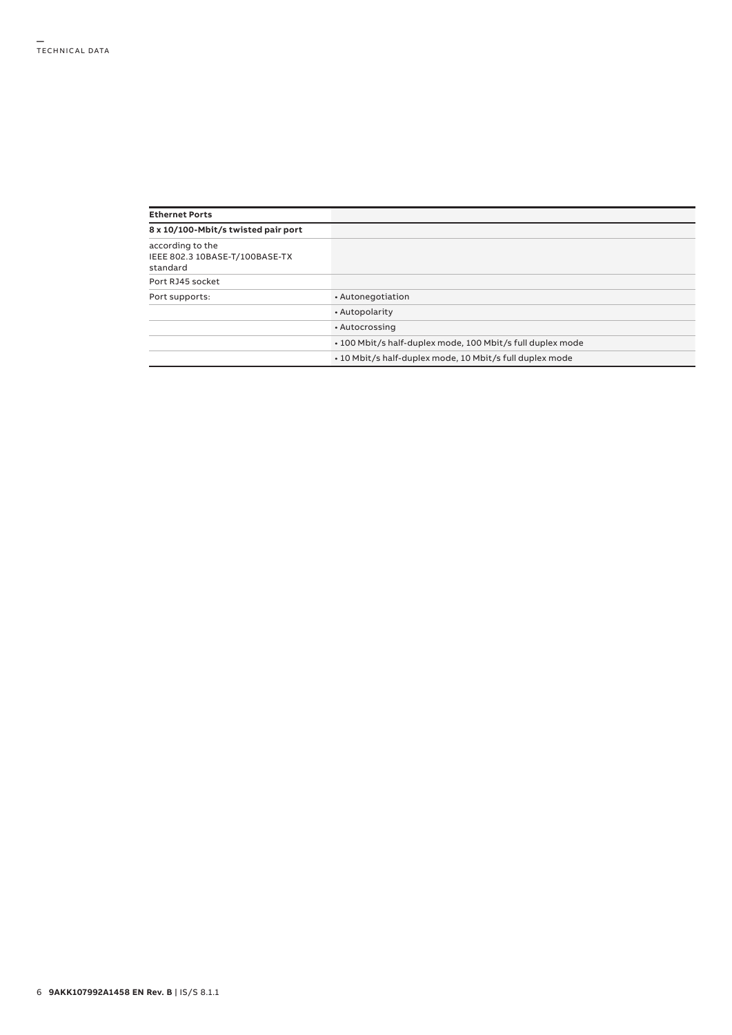| Ethernet Ports | |
|---|---|
| **8 x 10/100-Mbit/s twisted pair port** | |
| according to the IEEE 802.3 10BASE-T/100BASE-TX standard | |
| Port RJ45 socket | |
| Port supports: | • Autonegotiation |
| | • Autopolarity |
| | • Autocrossing |
| | • 100 Mbit/s half-duplex mode, 100 Mbit/s full duplex mode |
| | • 10 Mbit/s half-duplex mode, 10 Mbit/s full duplex mode |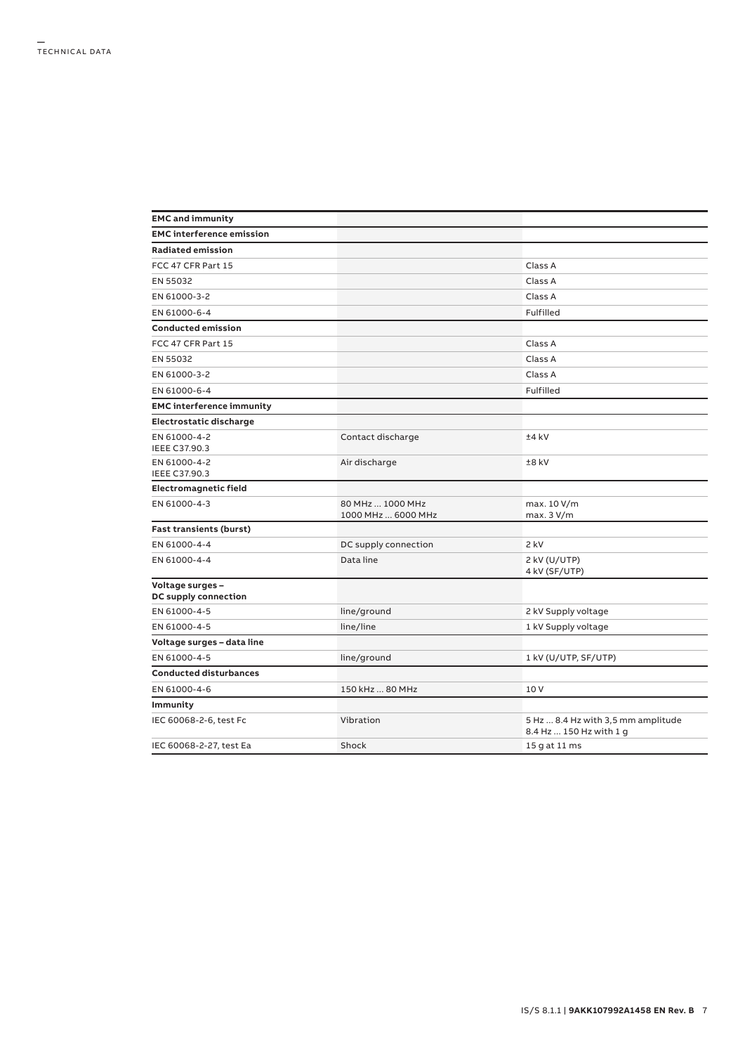— TECHNICAL DATA

| EMC and immunity | | |
|---|---|---|
| **EMC interference emission** | | |
| **Radiated emission** | | |
| FCC 47 CFR Part 15 | | Class A |
| EN 55032 | | Class A |
| EN 61000-3-2 | | Class A |
| EN 61000-6-4 | | Fulfilled |
| **Conducted emission** | | |
| FCC 47 CFR Part 15 | | Class A |
| EN 55032 | | Class A |
| EN 61000-3-2 | | Class A |
| EN 61000-6-4 | | Fulfilled |
| **EMC interference immunity** | | |
| **Electrostatic discharge** | | |
| EN 61000-4-2<br>IEEE C37.90.3 | Contact discharge | ±4 kV |
| EN 61000-4-2<br>IEEE C37.90.3 | Air discharge | ±8 kV |
| **Electromagnetic field** | | |
| EN 61000-4-3 | 80 MHz ... 1000 MHz<br>1000 MHz ... 6000 MHz | max. 10 V/m<br>max. 3 V/m |
| **Fast transients (burst)** | | |
| EN 61000-4-4 | DC supply connection | 2 kV |
| EN 61000-4-4 | Data line | 2 kV (U/UTP)<br>4 kV (SF/UTP) |
| **Voltage surges – DC supply connection** | | |
| EN 61000-4-5 | line/ground | 2 kV Supply voltage |
| EN 61000-4-5 | line/line | 1 kV Supply voltage |
| **Voltage surges – data line** | | |
| EN 61000-4-5 | line/ground | 1 kV (U/UTP, SF/UTP) |
| **Conducted disturbances** | | |
| EN 61000-4-6 | 150 kHz ... 80 MHz | 10 V |
| **Immunity** | | |
| IEC 60068-2-6, test Fc | Vibration | 5 Hz ... 8.4 Hz with 3,5 mm amplitude<br>8.4 Hz ... 150 Hz with 1 g |
| IEC 60068-2-27, test Ea | Shock | 15 g at 11 ms |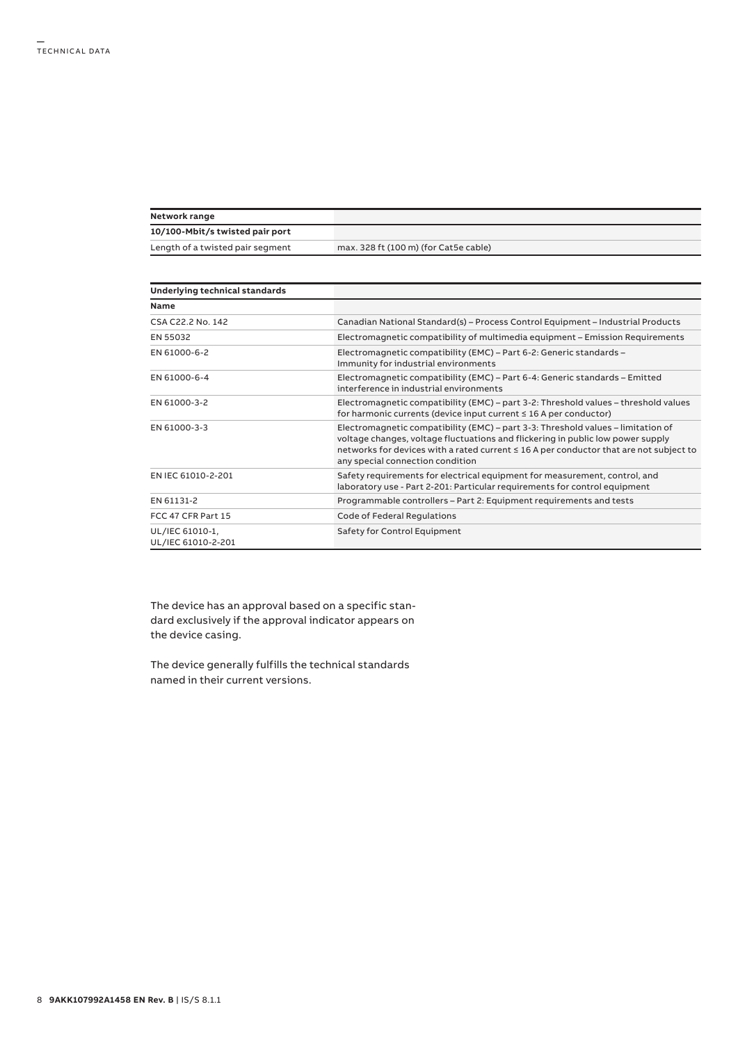| Network range | |
|---|---|
| **10/100-Mbit/s twisted pair port** | |
| Length of a twisted pair segment | max. 328 ft (100 m) (for Cat5e cable) |

| Underlying technical standards | |
|---|---|
| **Name** | |
| CSA C22.2 No. 142 | Canadian National Standard(s) – Process Control Equipment – Industrial Products |
| EN 55032 | Electromagnetic compatibility of multimedia equipment – Emission Requirements |
| EN 61000-6-2 | Electromagnetic compatibility (EMC) – Part 6-2: Generic standards – Immunity for industrial environments |
| EN 61000-6-4 | Electromagnetic compatibility (EMC) – Part 6-4: Generic standards – Emitted interference in industrial environments |
| EN 61000-3-2 | Electromagnetic compatibility (EMC) – part 3-2: Threshold values – threshold values for harmonic currents (device input current ≤ 16 A per conductor) |
| EN 61000-3-3 | Electromagnetic compatibility (EMC) – part 3-3: Threshold values – limitation of voltage changes, voltage fluctuations and flickering in public low power supply networks for devices with a rated current ≤ 16 A per conductor that are not subject to any special connection condition |
| EN IEC 61010-2-201 | Safety requirements for electrical equipment for measurement, control, and laboratory use - Part 2-201: Particular requirements for control equipment |
| EN 61131-2 | Programmable controllers – Part 2: Equipment requirements and tests |
| FCC 47 CFR Part 15 | Code of Federal Regulations |
| UL/IEC 61010-1, UL/IEC 61010-2-201 | Safety for Control Equipment |

The device has an approval based on a specific standard exclusively if the approval indicator appears on the device casing.

The device generally fulfills the technical standards named in their current versions.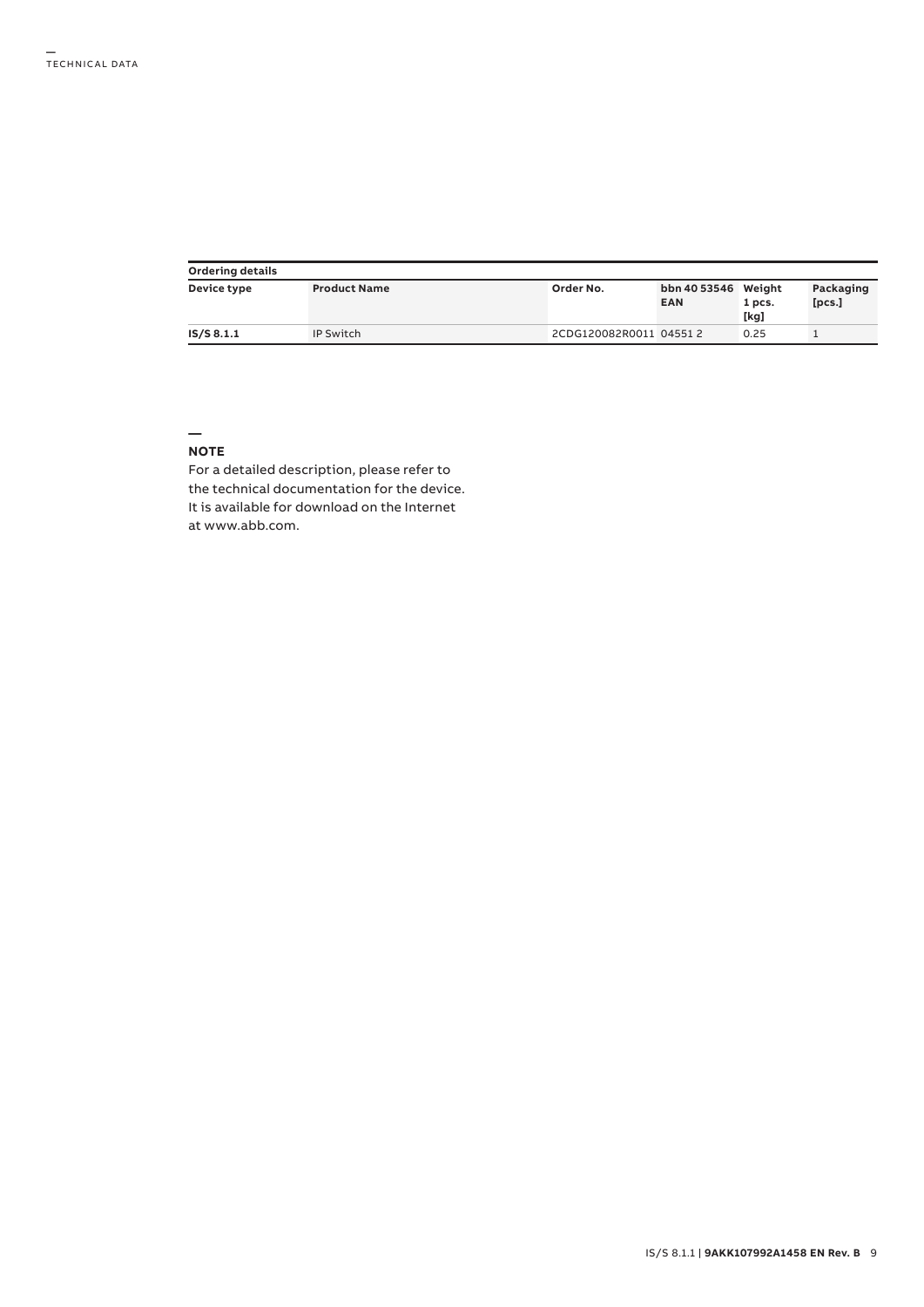**Ordering details**

| Device type | Product Name | Order No. | bbn 40 53546 EAN | Weight 1 pcs. [kg] | Packaging [pcs.] |
|---|---|---|---|---|---|
| **IS/S 8.1.1** | IP Switch | 2CDG120082R0011 | 04551 2 | 0.25 | 1 |

—

**NOTE**

For a detailed description, please refer to the technical documentation for the device. It is available for download on the Internet at www.abb.com.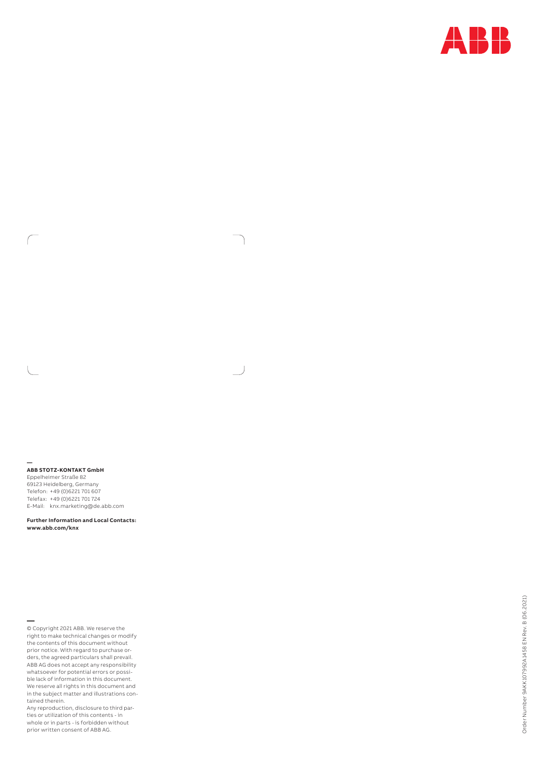**ABB STOTZ-KONTAKT GmbH**
Eppelheimer Straße 82
69123 Heidelberg, Germany
Telefon: +49 (0)6221 701 607
Telefax: +49 (0)6221 701 724
E-Mail: knx.marketing@de.abb.com

**Further Information and Local Contacts:**
**www.abb.com/knx**

© Copyright 2021 ABB. We reserve the right to make technical changes or modify the contents of this document without prior notice. With regard to purchase orders, the agreed particulars shall prevail. ABB AG does not accept any responsibility whatsoever for potential errors or possible lack of information in this document. We reserve all rights in this document and in the subject matter and illustrations contained therein.
Any reproduction, disclosure to third parties or utilization of this contents - in whole or in parts - is forbidden without prior written consent of ABB AG.

Order Number 9AKK107992A1458 EN Rev. B (06.2021)